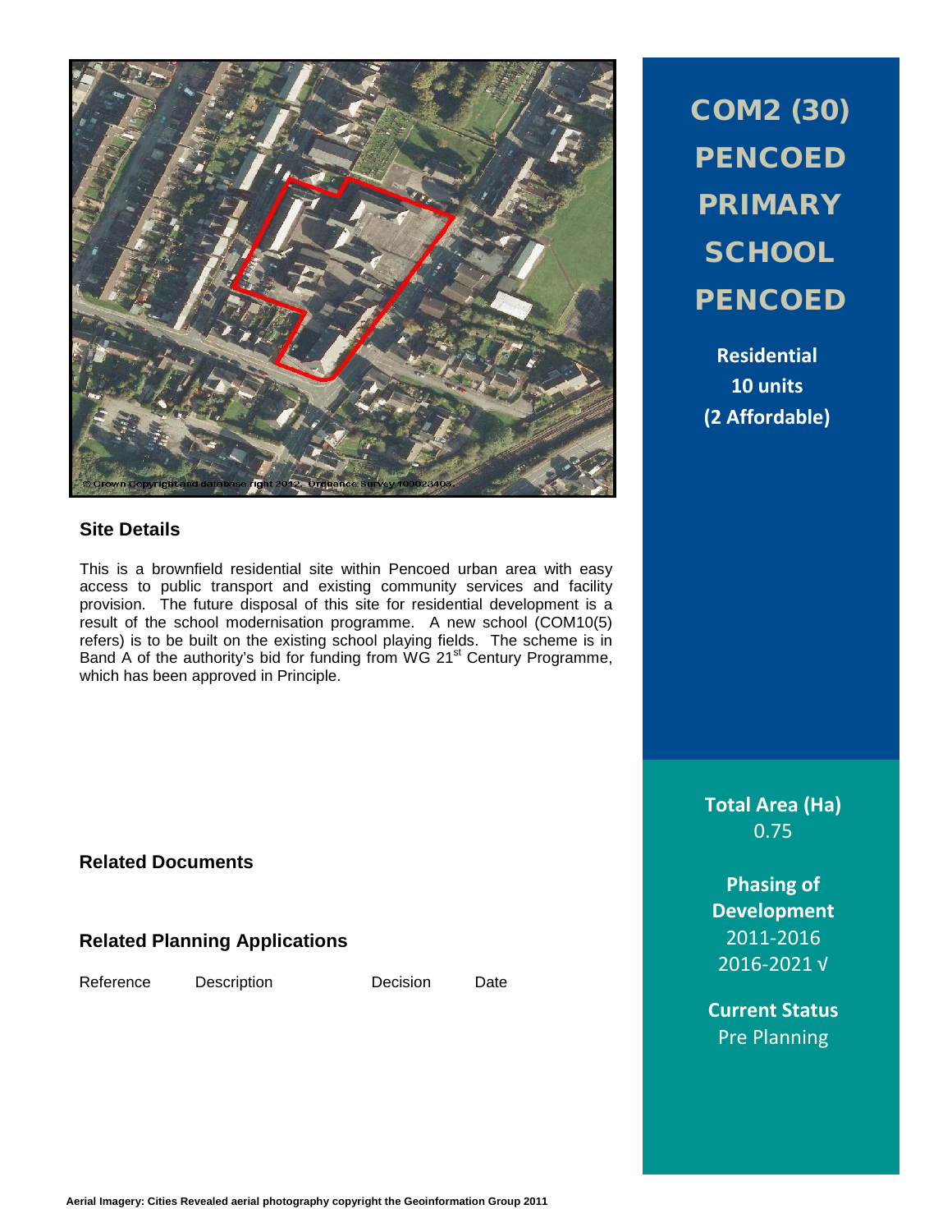# COM2 (30) PENCOED PRIMARY SCHOOL PENCOED

**Residential**
**10 units**
**(2 Affordable)**

© Crown Copyright and database right 2012. Ordnance Survey 100023405.

## Site Details

This is a brownfield residential site within Pencoed urban area with easy access to public transport and existing community services and facility provision. The future disposal of this site for residential development is a result of the school modernisation programme. A new school (COM10(5) refers) is to be built on the existing school playing fields. The scheme is in Band A of the authority's bid for funding from WG 21st Century Programme, which has been approved in Principle.

**Total Area (Ha)**
0.75

**Phasing of Development**
2011-2016
2016-2021 √

**Current Status**
Pre Planning

## Related Documents

## Related Planning Applications

| Reference | Description | Decision | Date |
|---|---|---|---|

Aerial Imagery: Cities Revealed aerial photography copyright the Geoinformation Group 2011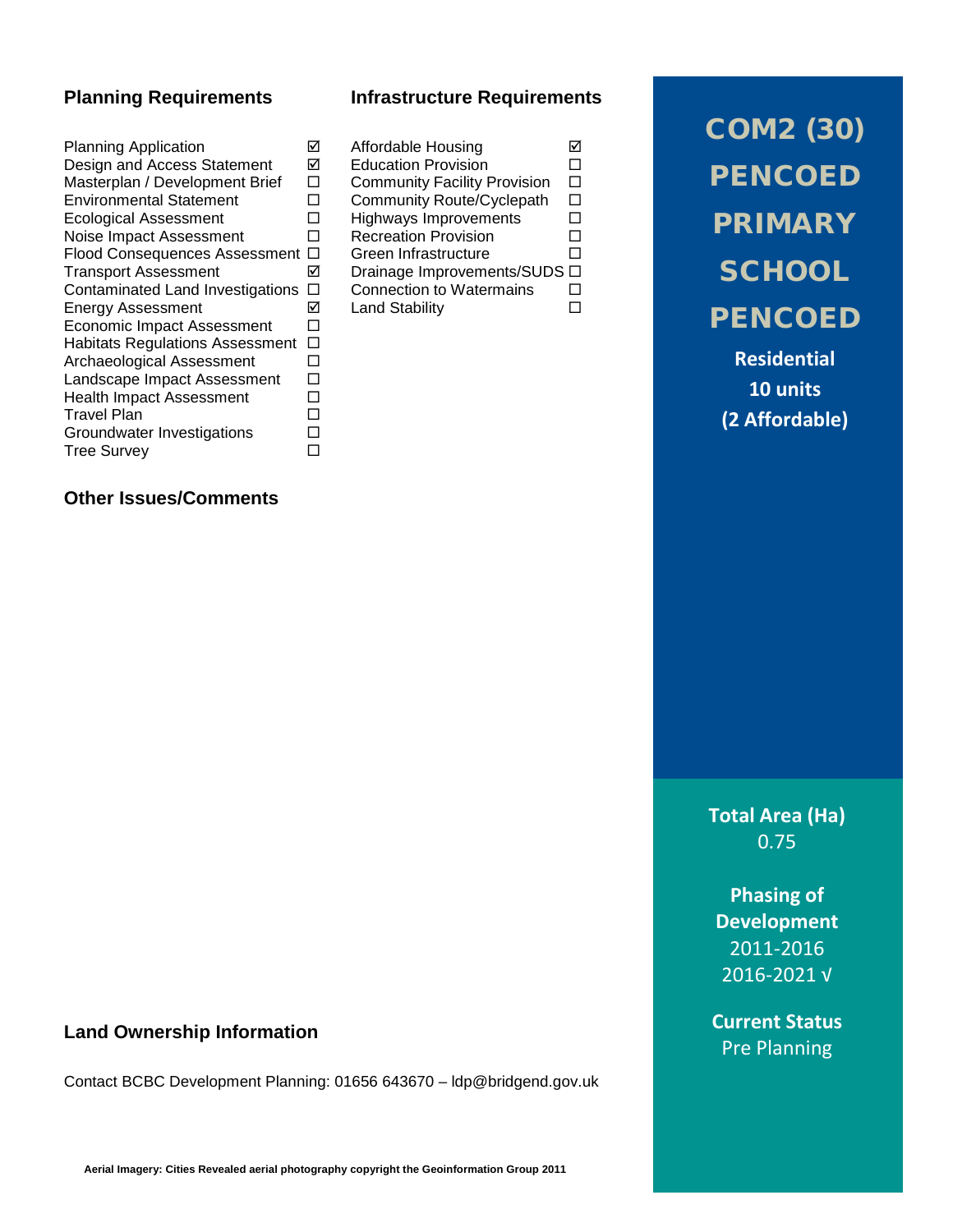## Planning Requirements

| | |
|---|---|
| Planning Application | ☑ |
| Design and Access Statement | ☑ |
| Masterplan / Development Brief | ☐ |
| Environmental Statement | ☐ |
| Ecological Assessment | ☐ |
| Noise Impact Assessment | ☐ |
| Flood Consequences Assessment | ☐ |
| Transport Assessment | ☑ |
| Contaminated Land Investigations | ☐ |
| Energy Assessment | ☑ |
| Economic Impact Assessment | ☐ |
| Habitats Regulations Assessment | ☐ |
| Archaeological Assessment | ☐ |
| Landscape Impact Assessment | ☐ |
| Health Impact Assessment | ☐ |
| Travel Plan | ☐ |
| Groundwater Investigations | ☐ |
| Tree Survey | ☐ |

## Infrastructure Requirements

| | |
|---|---|
| Affordable Housing | ☑ |
| Education Provision | ☐ |
| Community Facility Provision | ☐ |
| Community Route/Cyclepath | ☐ |
| Highways Improvements | ☐ |
| Recreation Provision | ☐ |
| Green Infrastructure | ☐ |
| Drainage Improvements/SUDS | ☐ |
| Connection to Watermains | ☐ |
| Land Stability | ☐ |

## Other Issues/Comments

## Land Ownership Information

Contact BCBC Development Planning: 01656 643670 – ldp@bridgend.gov.uk

**Aerial Imagery: Cities Revealed aerial photography copyright the Geoinformation Group 2011**

# COM2 (30) PENCOED PRIMARY SCHOOL PENCOED

**Residential**
**10 units**
**(2 Affordable)**

**Total Area (Ha)**
0.75

**Phasing of Development**
2011-2016
2016-2021 √

**Current Status**
Pre Planning